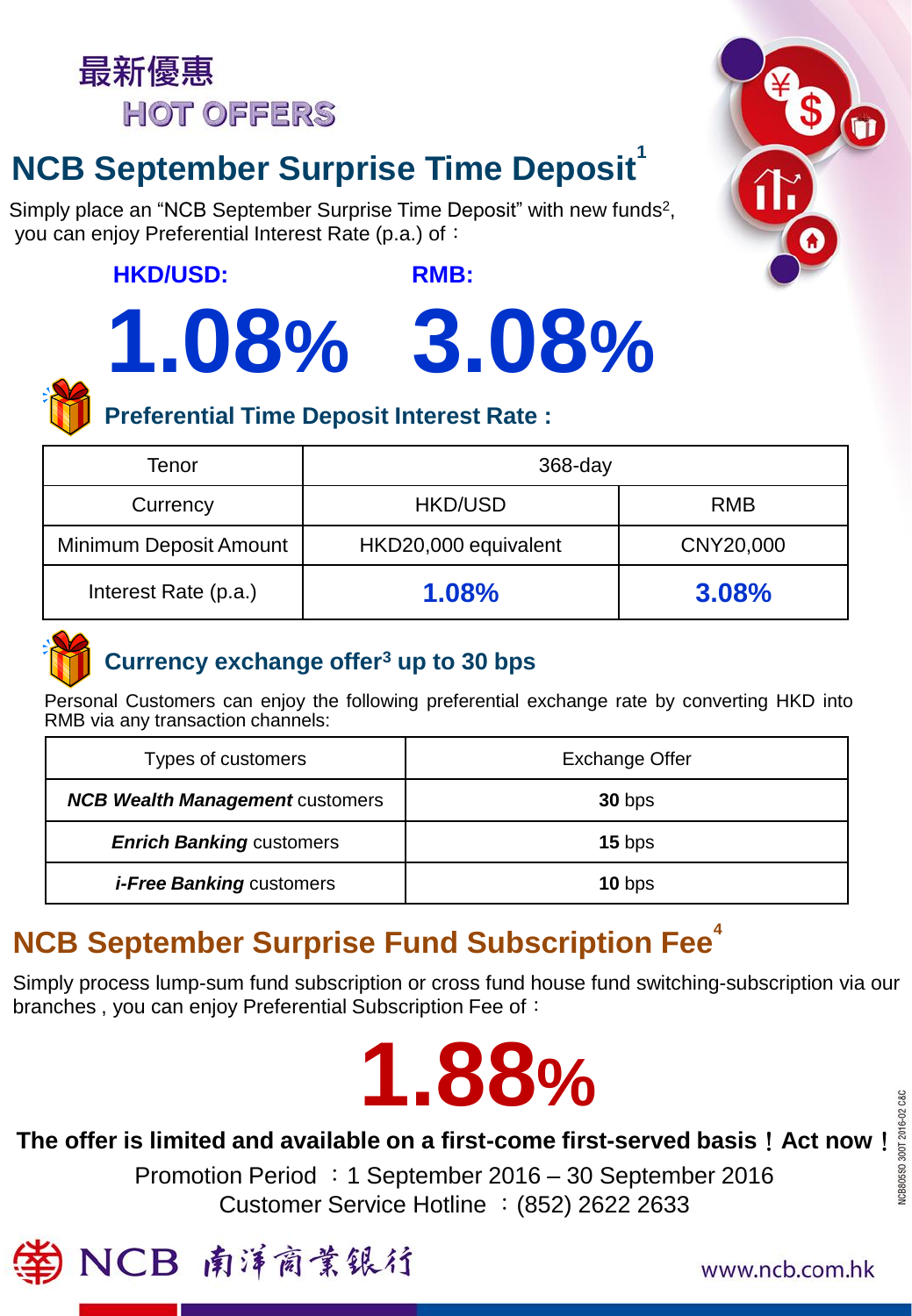# 最新優惠

# HOT OFFERS

## NCB September Surprise Time Deposit[1]

Simply place an "NCB September Surprise Time Deposit" with new funds[2], you can enjoy Preferential Interest Rate (p.a.) of：

**HKD/USD:** **1.08%**

**RMB:** **3.08%**

### Preferential Time Deposit Interest Rate :

| Tenor | 368-day | |
|---|---|---|
| Currency | HKD/USD | RMB |
| Minimum Deposit Amount | HKD20,000 equivalent | CNY20,000 |
| Interest Rate (p.a.) | **1.08%** | **3.08%** |

### Currency exchange offer[3] up to 30 bps

Personal Customers can enjoy the following preferential exchange rate by converting HKD into RMB via any transaction channels:

| Types of customers | Exchange Offer |
|---|---|
| ***NCB Wealth Management*** customers | **30** bps |
| ***Enrich Banking*** customers | **15** bps |
| ***i-Free Banking*** customers | **10** bps |

## NCB September Surprise Fund Subscription Fee[4]

Simply process lump-sum fund subscription or cross fund house fund switching-subscription via our branches , you can enjoy Preferential Subscription Fee of：

**1.88%**

**The offer is limited and available on a first-come first-served basis！Act now！**

Promotion Period ：1 September 2016 – 30 September 2016

Customer Service Hotline ：(852) 2622 2633

NCB 南洋商業銀行

www.ncb.com.hk

NCB805SO 300T 2016-02 C&C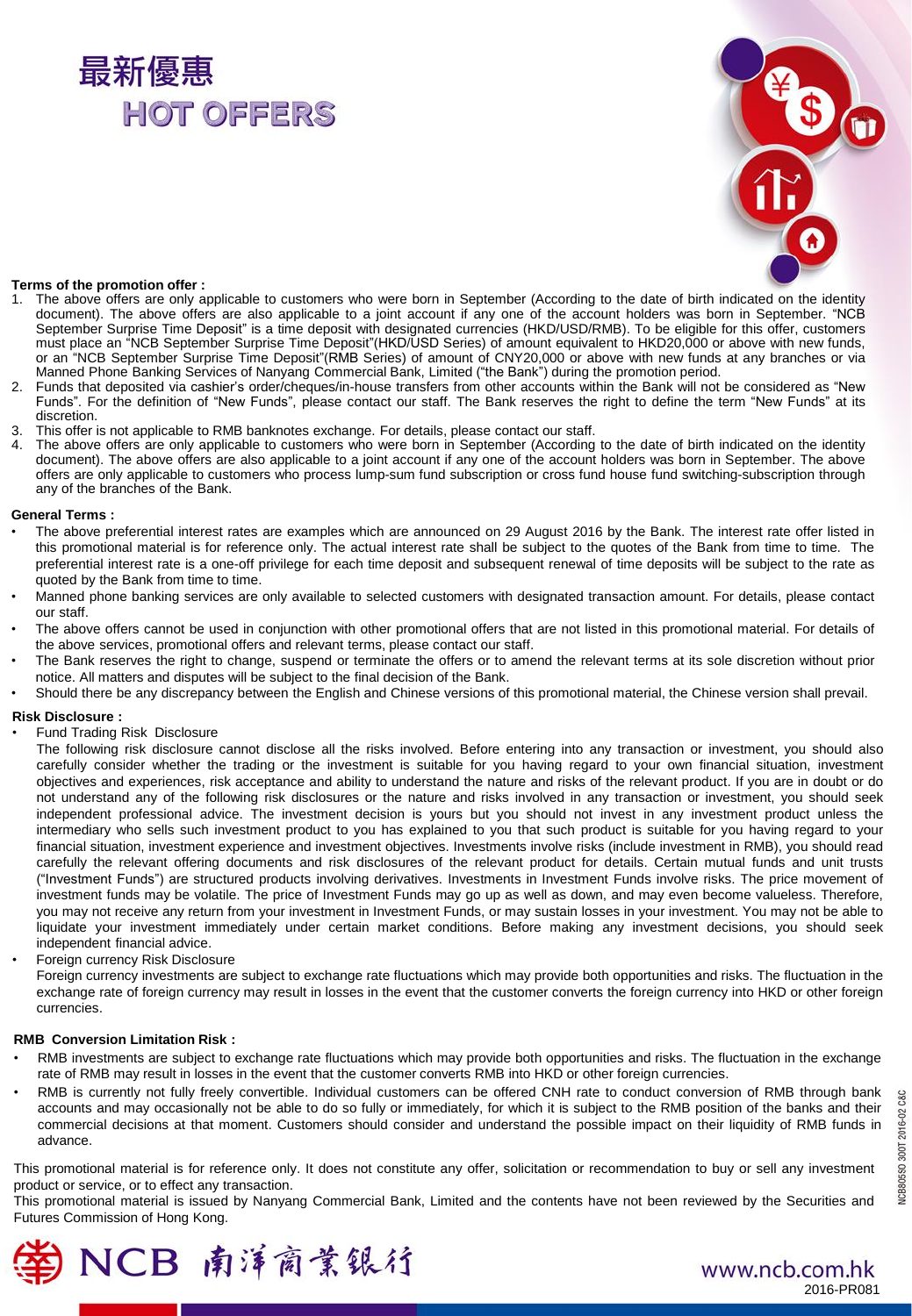# 最新優惠

## HOT OFFERS

**Terms of the promotion offer :**

1. The above offers are only applicable to customers who were born in September (According to the date of birth indicated on the identity document). The above offers are also applicable to a joint account if any one of the account holders was born in September. "NCB September Surprise Time Deposit" is a time deposit with designated currencies (HKD/USD/RMB). To be eligible for this offer, customers must place an "NCB September Surprise Time Deposit"(HKD/USD Series) of amount equivalent to HKD20,000 or above with new funds, or an "NCB September Surprise Time Deposit"(RMB Series) of amount of CNY20,000 or above with new funds at any branches or via Manned Phone Banking Services of Nanyang Commercial Bank, Limited ("the Bank") during the promotion period.
2. Funds that deposited via cashier's order/cheques/in-house transfers from other accounts within the Bank will not be considered as "New Funds". For the definition of "New Funds", please contact our staff. The Bank reserves the right to define the term "New Funds" at its discretion.
3. This offer is not applicable to RMB banknotes exchange. For details, please contact our staff.
4. The above offers are only applicable to customers who were born in September (According to the date of birth indicated on the identity document). The above offers are also applicable to a joint account if any one of the account holders was born in September. The above offers are only applicable to customers who process lump-sum fund subscription or cross fund house fund switching-subscription through any of the branches of the Bank.

**General Terms :**

- The above preferential interest rates are examples which are announced on 29 August 2016 by the Bank. The interest rate offer listed in this promotional material is for reference only. The actual interest rate shall be subject to the quotes of the Bank from time to time. The preferential interest rate is a one-off privilege for each time deposit and subsequent renewal of time deposits will be subject to the rate as quoted by the Bank from time to time.
- Manned phone banking services are only available to selected customers with designated transaction amount. For details, please contact our staff.
- The above offers cannot be used in conjunction with other promotional offers that are not listed in this promotional material. For details of the above services, promotional offers and relevant terms, please contact our staff.
- The Bank reserves the right to change, suspend or terminate the offers or to amend the relevant terms at its sole discretion without prior notice. All matters and disputes will be subject to the final decision of the Bank.
- Should there be any discrepancy between the English and Chinese versions of this promotional material, the Chinese version shall prevail.

**Risk Disclosure :**

- Fund Trading Risk Disclosure

  The following risk disclosure cannot disclose all the risks involved. Before entering into any transaction or investment, you should also carefully consider whether the trading or the investment is suitable for you having regard to your own financial situation, investment objectives and experiences, risk acceptance and ability to understand the nature and risks of the relevant product. If you are in doubt or do not understand any of the following risk disclosures or the nature and risks involved in any transaction or investment, you should seek independent professional advice. The investment decision is yours but you should not invest in any investment product unless the intermediary who sells such investment product to you has explained to you that such product is suitable for you having regard to your financial situation, investment experience and investment objectives. Investments involve risks (include investment in RMB), you should read carefully the relevant offering documents and risk disclosures of the relevant product for details. Certain mutual funds and unit trusts ("Investment Funds") are structured products involving derivatives. Investments in Investment Funds involve risks. The price movement of investment funds may be volatile. The price of Investment Funds may go up as well as down, and may even become valueless. Therefore, you may not receive any return from your investment in Investment Funds, or may sustain losses in your investment. You may not be able to liquidate your investment immediately under certain market conditions. Before making any investment decisions, you should seek independent financial advice.
- Foreign currency Risk Disclosure

  Foreign currency investments are subject to exchange rate fluctuations which may provide both opportunities and risks. The fluctuation in the exchange rate of foreign currency may result in losses in the event that the customer converts the foreign currency into HKD or other foreign currencies.

**RMB Conversion Limitation Risk :**

- RMB investments are subject to exchange rate fluctuations which may provide both opportunities and risks. The fluctuation in the exchange rate of RMB may result in losses in the event that the customer converts RMB into HKD or other foreign currencies.
- RMB is currently not fully freely convertible. Individual customers can be offered CNH rate to conduct conversion of RMB through bank accounts and may occasionally not be able to do so fully or immediately, for which it is subject to the RMB position of the banks and their commercial decisions at that moment. Customers should consider and understand the possible impact on their liquidity of RMB funds in advance.

This promotional material is for reference only. It does not constitute any offer, solicitation or recommendation to buy or sell any investment product or service, or to effect any transaction.

This promotional material is issued by Nanyang Commercial Bank, Limited and the contents have not been reviewed by the Securities and Futures Commission of Hong Kong.

NCB 南洋商業銀行

www.ncb.com.hk

2016-PR081

NCB805SO 300T 2016-02 C&C